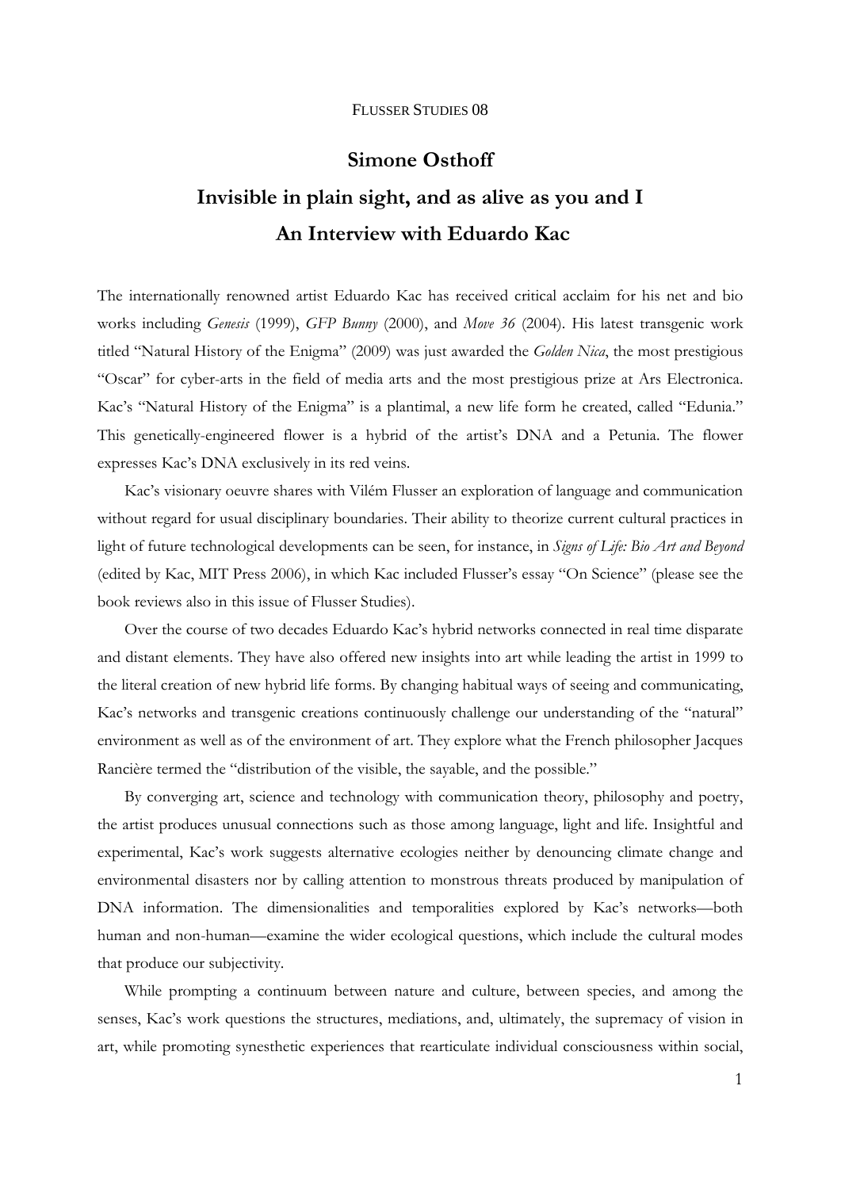# Simone Osthoff

## Invisible in plain sight, and as alive as you and I

## An Interview with Eduardo Kac

The internationally renowned artist Eduardo Kac has received critical acclaim for his net and bio works including *Genesis* (1999), *GFP Bunny* (2000), and *Move 36* (2004). His latest transgenic work titled "Natural History of the Enigma" (2009) was just awarded the *Golden Nica*, the most prestigious "Oscar" for cyber-arts in the field of media arts and the most prestigious prize at Ars Electronica. Kac's "Natural History of the Enigma" is a plantimal, a new life form he created, called "Edunia." This genetically-engineered flower is a hybrid of the artist's DNA and a Petunia. The flower expresses Kac's DNA exclusively in its red veins.

Kac's visionary oeuvre shares with Vilém Flusser an exploration of language and communication without regard for usual disciplinary boundaries. Their ability to theorize current cultural practices in light of future technological developments can be seen, for instance, in *Signs of Life: Bio Art and Beyond* (edited by Kac, MIT Press 2006), in which Kac included Flusser's essay "On Science" (please see the book reviews also in this issue of Flusser Studies).

Over the course of two decades Eduardo Kac's hybrid networks connected in real time disparate and distant elements. They have also offered new insights into art while leading the artist in 1999 to the literal creation of new hybrid life forms. By changing habitual ways of seeing and communicating, Kac's networks and transgenic creations continuously challenge our understanding of the "natural" environment as well as of the environment of art. They explore what the French philosopher Jacques Rancière termed the "distribution of the visible, the sayable, and the possible."

By converging art, science and technology with communication theory, philosophy and poetry, the artist produces unusual connections such as those among language, light and life. Insightful and experimental, Kac's work suggests alternative ecologies neither by denouncing climate change and environmental disasters nor by calling attention to monstrous threats produced by manipulation of DNA information. The dimensionalities and temporalities explored by Kac's networks—both human and non-human—examine the wider ecological questions, which include the cultural modes that produce our subjectivity.

While prompting a continuum between nature and culture, between species, and among the senses, Kac's work questions the structures, mediations, and, ultimately, the supremacy of vision in art, while promoting synesthetic experiences that rearticulate individual consciousness within social,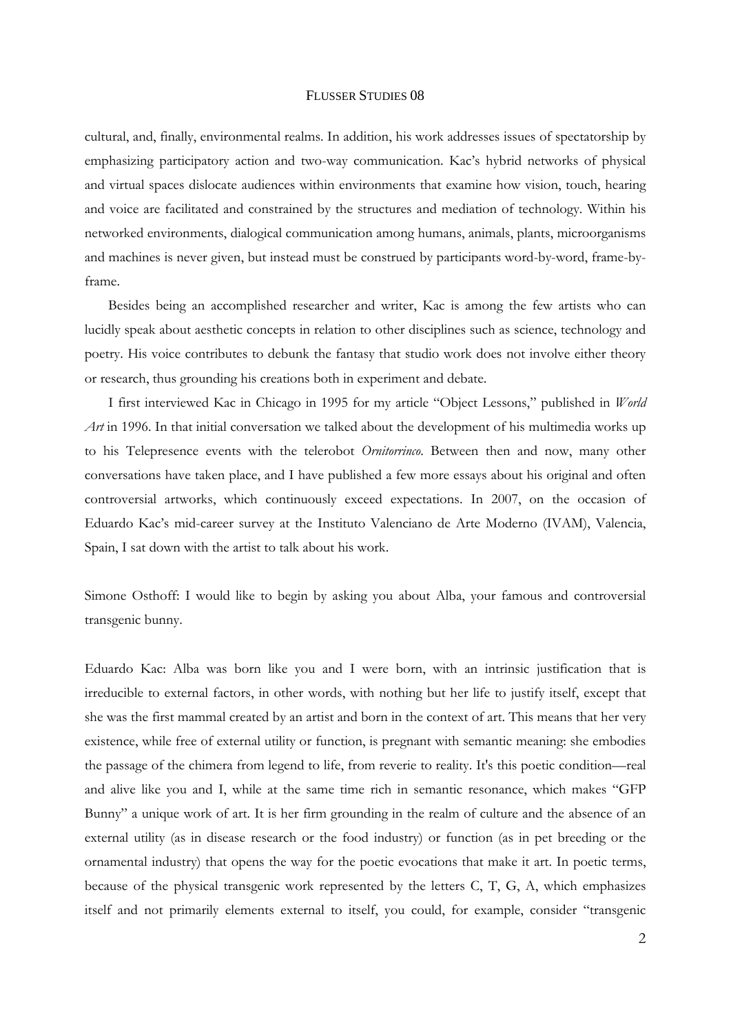cultural, and, finally, environmental realms. In addition, his work addresses issues of spectatorship by emphasizing participatory action and two-way communication. Kac's hybrid networks of physical and virtual spaces dislocate audiences within environments that examine how vision, touch, hearing and voice are facilitated and constrained by the structures and mediation of technology. Within his networked environments, dialogical communication among humans, animals, plants, microorganisms and machines is never given, but instead must be construed by participants word-by-word, frame-by-frame.

Besides being an accomplished researcher and writer, Kac is among the few artists who can lucidly speak about aesthetic concepts in relation to other disciplines such as science, technology and poetry. His voice contributes to debunk the fantasy that studio work does not involve either theory or research, thus grounding his creations both in experiment and debate.

I first interviewed Kac in Chicago in 1995 for my article "Object Lessons," published in *World Art* in 1996. In that initial conversation we talked about the development of his multimedia works up to his Telepresence events with the telerobot *Ornitorrinco*. Between then and now, many other conversations have taken place, and I have published a few more essays about his original and often controversial artworks, which continuously exceed expectations. In 2007, on the occasion of Eduardo Kac's mid-career survey at the Instituto Valenciano de Arte Moderno (IVAM), Valencia, Spain, I sat down with the artist to talk about his work.

Simone Osthoff: I would like to begin by asking you about Alba, your famous and controversial transgenic bunny.

Eduardo Kac: Alba was born like you and I were born, with an intrinsic justification that is irreducible to external factors, in other words, with nothing but her life to justify itself, except that she was the first mammal created by an artist and born in the context of art. This means that her very existence, while free of external utility or function, is pregnant with semantic meaning: she embodies the passage of the chimera from legend to life, from reverie to reality. It's this poetic condition—real and alive like you and I, while at the same time rich in semantic resonance, which makes "GFP Bunny" a unique work of art. It is her firm grounding in the realm of culture and the absence of an external utility (as in disease research or the food industry) or function (as in pet breeding or the ornamental industry) that opens the way for the poetic evocations that make it art. In poetic terms, because of the physical transgenic work represented by the letters C, T, G, A, which emphasizes itself and not primarily elements external to itself, you could, for example, consider "transgenic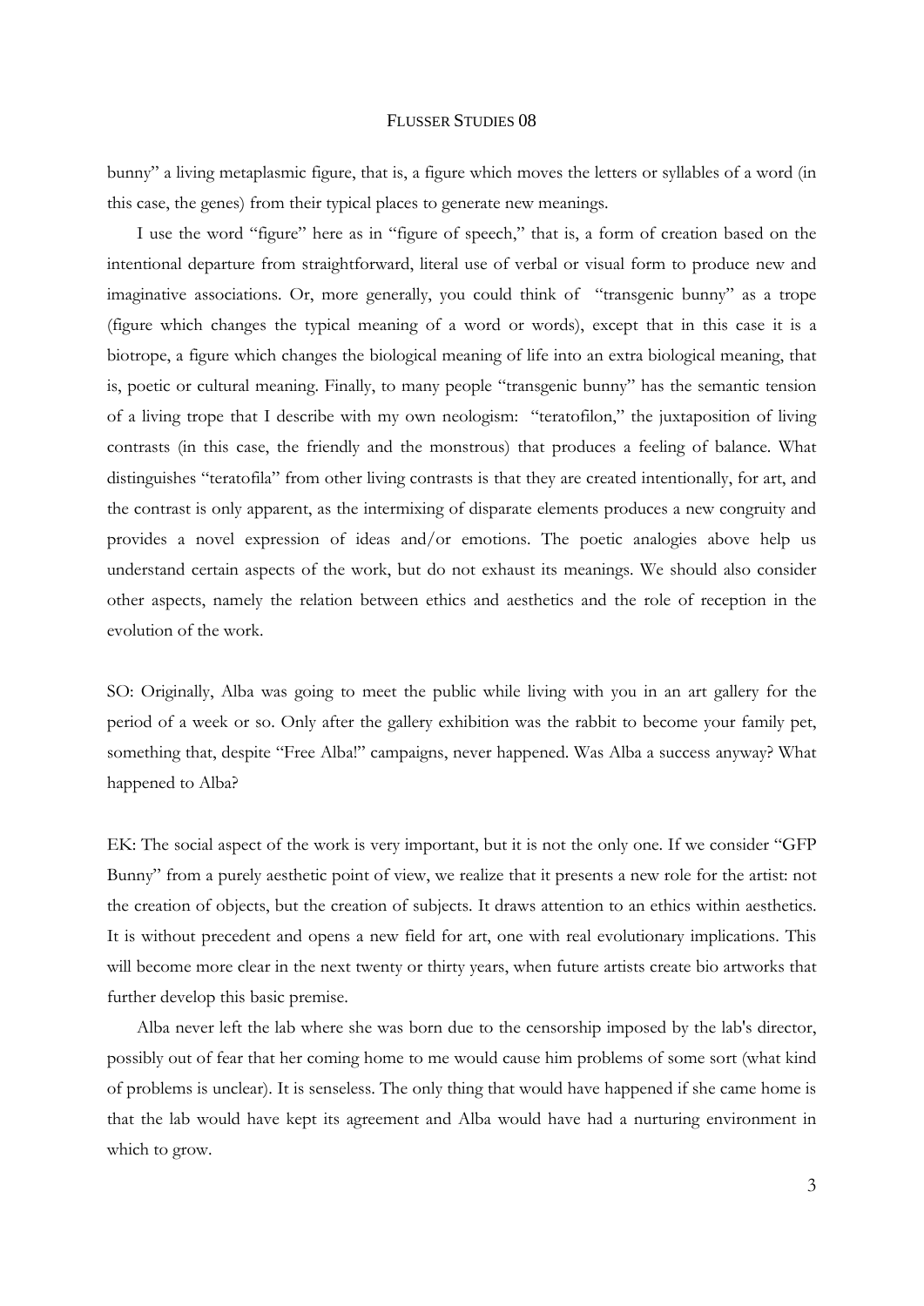bunny" a living metaplasmic figure, that is, a figure which moves the letters or syllables of a word (in this case, the genes) from their typical places to generate new meanings.

I use the word "figure" here as in "figure of speech," that is, a form of creation based on the intentional departure from straightforward, literal use of verbal or visual form to produce new and imaginative associations. Or, more generally, you could think of "transgenic bunny" as a trope (figure which changes the typical meaning of a word or words), except that in this case it is a biotrope, a figure which changes the biological meaning of life into an extra biological meaning, that is, poetic or cultural meaning. Finally, to many people "transgenic bunny" has the semantic tension of a living trope that I describe with my own neologism: "teratofilon," the juxtaposition of living contrasts (in this case, the friendly and the monstrous) that produces a feeling of balance. What distinguishes "teratofila" from other living contrasts is that they are created intentionally, for art, and the contrast is only apparent, as the intermixing of disparate elements produces a new congruity and provides a novel expression of ideas and/or emotions. The poetic analogies above help us understand certain aspects of the work, but do not exhaust its meanings. We should also consider other aspects, namely the relation between ethics and aesthetics and the role of reception in the evolution of the work.

SO: Originally, Alba was going to meet the public while living with you in an art gallery for the period of a week or so. Only after the gallery exhibition was the rabbit to become your family pet, something that, despite "Free Alba!" campaigns, never happened. Was Alba a success anyway? What happened to Alba?

EK: The social aspect of the work is very important, but it is not the only one. If we consider "GFP Bunny" from a purely aesthetic point of view, we realize that it presents a new role for the artist: not the creation of objects, but the creation of subjects. It draws attention to an ethics within aesthetics. It is without precedent and opens a new field for art, one with real evolutionary implications. This will become more clear in the next twenty or thirty years, when future artists create bio artworks that further develop this basic premise.

Alba never left the lab where she was born due to the censorship imposed by the lab's director, possibly out of fear that her coming home to me would cause him problems of some sort (what kind of problems is unclear). It is senseless. The only thing that would have happened if she came home is that the lab would have kept its agreement and Alba would have had a nurturing environment in which to grow.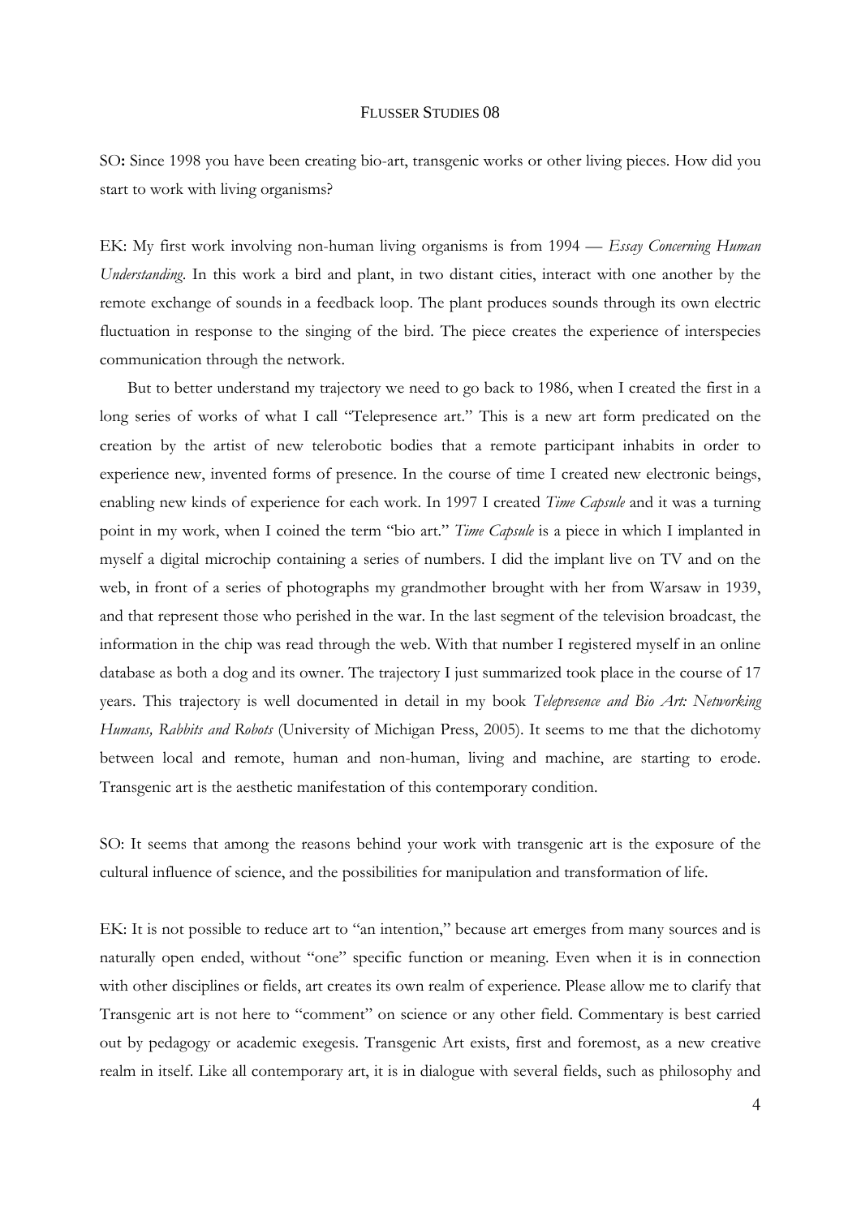SO**:** Since 1998 you have been creating bio-art, transgenic works or other living pieces. How did you start to work with living organisms?

EK: My first work involving non-human living organisms is from 1994 — *Essay Concerning Human Understanding*. In this work a bird and plant, in two distant cities, interact with one another by the remote exchange of sounds in a feedback loop. The plant produces sounds through its own electric fluctuation in response to the singing of the bird. The piece creates the experience of interspecies communication through the network.

But to better understand my trajectory we need to go back to 1986, when I created the first in a long series of works of what I call "Telepresence art." This is a new art form predicated on the creation by the artist of new telerobotic bodies that a remote participant inhabits in order to experience new, invented forms of presence. In the course of time I created new electronic beings, enabling new kinds of experience for each work. In 1997 I created *Time Capsule* and it was a turning point in my work, when I coined the term "bio art." *Time Capsule* is a piece in which I implanted in myself a digital microchip containing a series of numbers. I did the implant live on TV and on the web, in front of a series of photographs my grandmother brought with her from Warsaw in 1939, and that represent those who perished in the war. In the last segment of the television broadcast, the information in the chip was read through the web. With that number I registered myself in an online database as both a dog and its owner. The trajectory I just summarized took place in the course of 17 years. This trajectory is well documented in detail in my book *Telepresence and Bio Art: Networking Humans, Rabbits and Robots* (University of Michigan Press, 2005). It seems to me that the dichotomy between local and remote, human and non-human, living and machine, are starting to erode. Transgenic art is the aesthetic manifestation of this contemporary condition.

SO: It seems that among the reasons behind your work with transgenic art is the exposure of the cultural influence of science, and the possibilities for manipulation and transformation of life.

EK: It is not possible to reduce art to "an intention," because art emerges from many sources and is naturally open ended, without "one" specific function or meaning. Even when it is in connection with other disciplines or fields, art creates its own realm of experience. Please allow me to clarify that Transgenic art is not here to "comment" on science or any other field. Commentary is best carried out by pedagogy or academic exegesis. Transgenic Art exists, first and foremost, as a new creative realm in itself. Like all contemporary art, it is in dialogue with several fields, such as philosophy and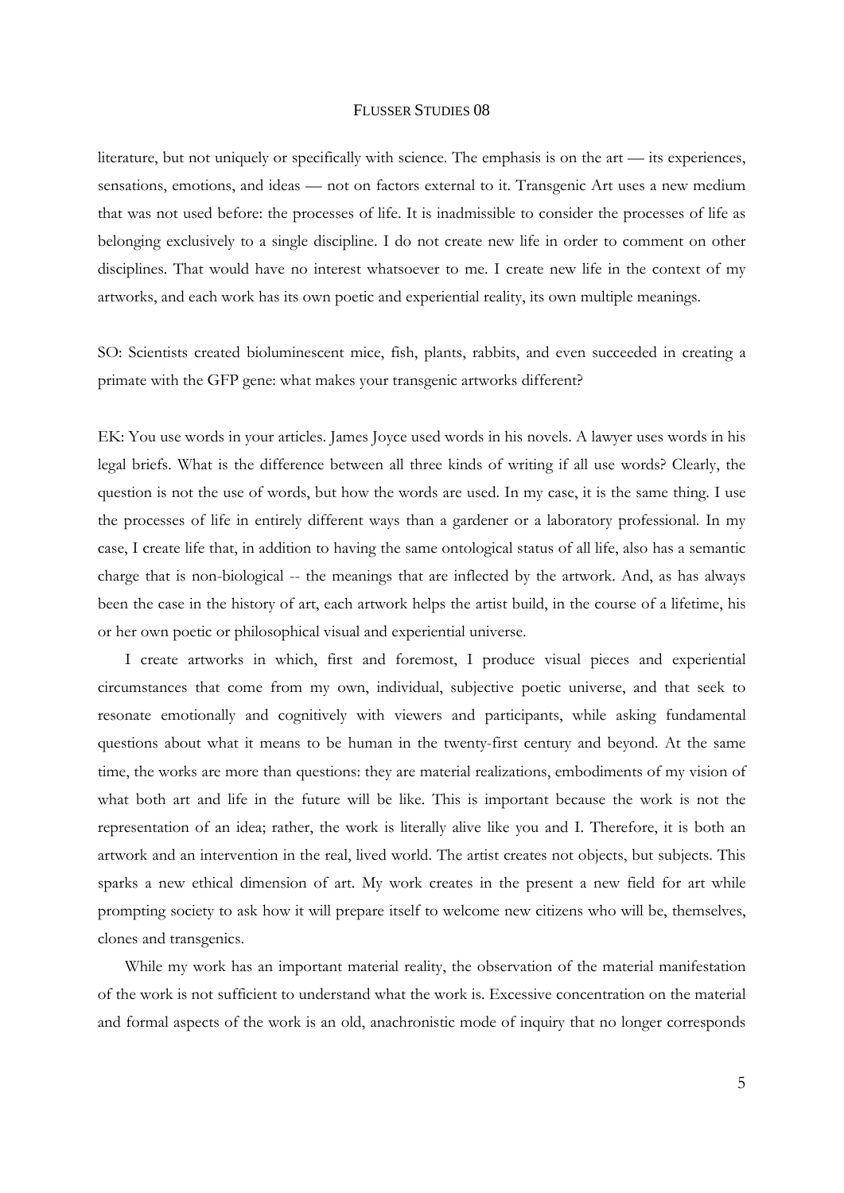literature, but not uniquely or specifically with science. The emphasis is on the art — its experiences, sensations, emotions, and ideas — not on factors external to it. Transgenic Art uses a new medium that was not used before: the processes of life. It is inadmissible to consider the processes of life as belonging exclusively to a single discipline. I do not create new life in order to comment on other disciplines. That would have no interest whatsoever to me. I create new life in the context of my artworks, and each work has its own poetic and experiential reality, its own multiple meanings.

SO: Scientists created bioluminescent mice, fish, plants, rabbits, and even succeeded in creating a primate with the GFP gene: what makes your transgenic artworks different?

EK: You use words in your articles. James Joyce used words in his novels. A lawyer uses words in his legal briefs. What is the difference between all three kinds of writing if all use words? Clearly, the question is not the use of words, but how the words are used. In my case, it is the same thing. I use the processes of life in entirely different ways than a gardener or a laboratory professional. In my case, I create life that, in addition to having the same ontological status of all life, also has a semantic charge that is non-biological -- the meanings that are inflected by the artwork. And, as has always been the case in the history of art, each artwork helps the artist build, in the course of a lifetime, his or her own poetic or philosophical visual and experiential universe.

I create artworks in which, first and foremost, I produce visual pieces and experiential circumstances that come from my own, individual, subjective poetic universe, and that seek to resonate emotionally and cognitively with viewers and participants, while asking fundamental questions about what it means to be human in the twenty-first century and beyond. At the same time, the works are more than questions: they are material realizations, embodiments of my vision of what both art and life in the future will be like. This is important because the work is not the representation of an idea; rather, the work is literally alive like you and I. Therefore, it is both an artwork and an intervention in the real, lived world. The artist creates not objects, but subjects. This sparks a new ethical dimension of art. My work creates in the present a new field for art while prompting society to ask how it will prepare itself to welcome new citizens who will be, themselves, clones and transgenics.

While my work has an important material reality, the observation of the material manifestation of the work is not sufficient to understand what the work is. Excessive concentration on the material and formal aspects of the work is an old, anachronistic mode of inquiry that no longer corresponds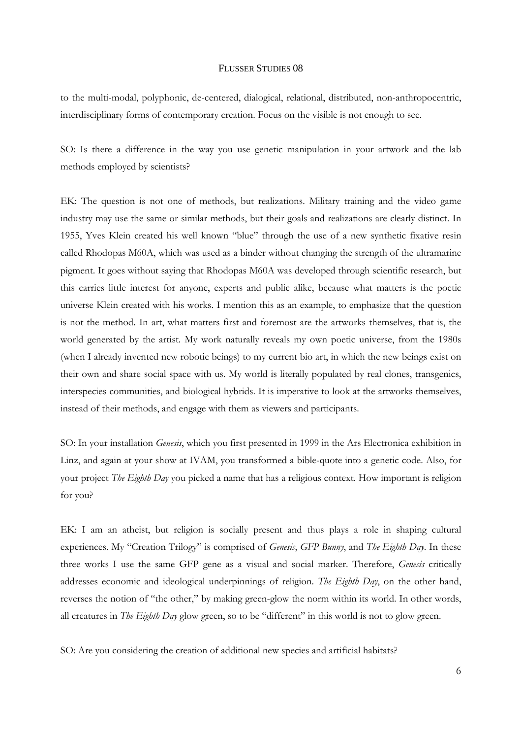to the multi-modal, polyphonic, de-centered, dialogical, relational, distributed, non-anthropocentric, interdisciplinary forms of contemporary creation. Focus on the visible is not enough to see.

SO: Is there a difference in the way you use genetic manipulation in your artwork and the lab methods employed by scientists?

EK: The question is not one of methods, but realizations. Military training and the video game industry may use the same or similar methods, but their goals and realizations are clearly distinct. In 1955, Yves Klein created his well known "blue" through the use of a new synthetic fixative resin called Rhodopas M60A, which was used as a binder without changing the strength of the ultramarine pigment. It goes without saying that Rhodopas M60A was developed through scientific research, but this carries little interest for anyone, experts and public alike, because what matters is the poetic universe Klein created with his works. I mention this as an example, to emphasize that the question is not the method. In art, what matters first and foremost are the artworks themselves, that is, the world generated by the artist. My work naturally reveals my own poetic universe, from the 1980s (when I already invented new robotic beings) to my current bio art, in which the new beings exist on their own and share social space with us. My world is literally populated by real clones, transgenics, interspecies communities, and biological hybrids. It is imperative to look at the artworks themselves, instead of their methods, and engage with them as viewers and participants.

SO: In your installation *Genesis*, which you first presented in 1999 in the Ars Electronica exhibition in Linz, and again at your show at IVAM, you transformed a bible-quote into a genetic code. Also, for your project *The Eighth Day* you picked a name that has a religious context. How important is religion for you?

EK: I am an atheist, but religion is socially present and thus plays a role in shaping cultural experiences. My "Creation Trilogy" is comprised of *Genesis*, *GFP Bunny*, and *The Eighth Day*. In these three works I use the same GFP gene as a visual and social marker. Therefore, *Genesis* critically addresses economic and ideological underpinnings of religion. *The Eighth Day*, on the other hand, reverses the notion of "the other," by making green-glow the norm within its world. In other words, all creatures in *The Eighth Day* glow green, so to be "different" in this world is not to glow green.

SO: Are you considering the creation of additional new species and artificial habitats?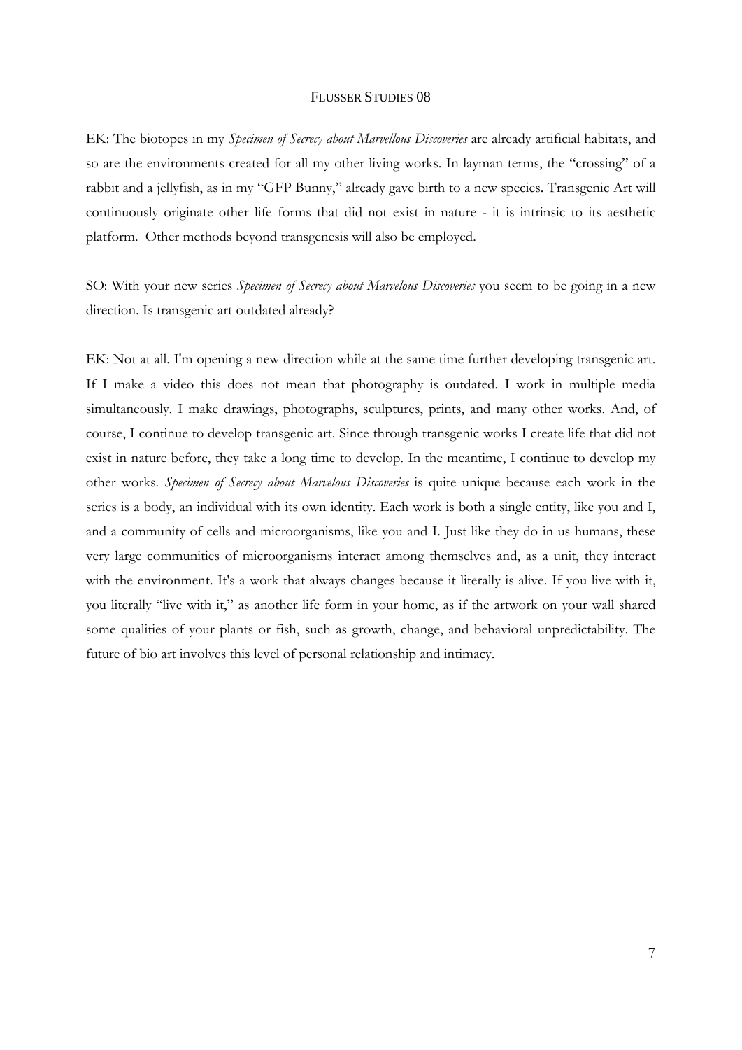EK: The biotopes in my *Specimen of Secrecy about Marvellous Discoveries* are already artificial habitats, and so are the environments created for all my other living works. In layman terms, the "crossing" of a rabbit and a jellyfish, as in my "GFP Bunny," already gave birth to a new species. Transgenic Art will continuously originate other life forms that did not exist in nature - it is intrinsic to its aesthetic platform. Other methods beyond transgenesis will also be employed.

SO: With your new series *Specimen of Secrecy about Marvelous Discoveries* you seem to be going in a new direction. Is transgenic art outdated already?

EK: Not at all. I'm opening a new direction while at the same time further developing transgenic art. If I make a video this does not mean that photography is outdated. I work in multiple media simultaneously. I make drawings, photographs, sculptures, prints, and many other works. And, of course, I continue to develop transgenic art. Since through transgenic works I create life that did not exist in nature before, they take a long time to develop. In the meantime, I continue to develop my other works. *Specimen of Secrecy about Marvelous Discoveries* is quite unique because each work in the series is a body, an individual with its own identity. Each work is both a single entity, like you and I, and a community of cells and microorganisms, like you and I. Just like they do in us humans, these very large communities of microorganisms interact among themselves and, as a unit, they interact with the environment. It's a work that always changes because it literally is alive. If you live with it, you literally "live with it," as another life form in your home, as if the artwork on your wall shared some qualities of your plants or fish, such as growth, change, and behavioral unpredictability. The future of bio art involves this level of personal relationship and intimacy.